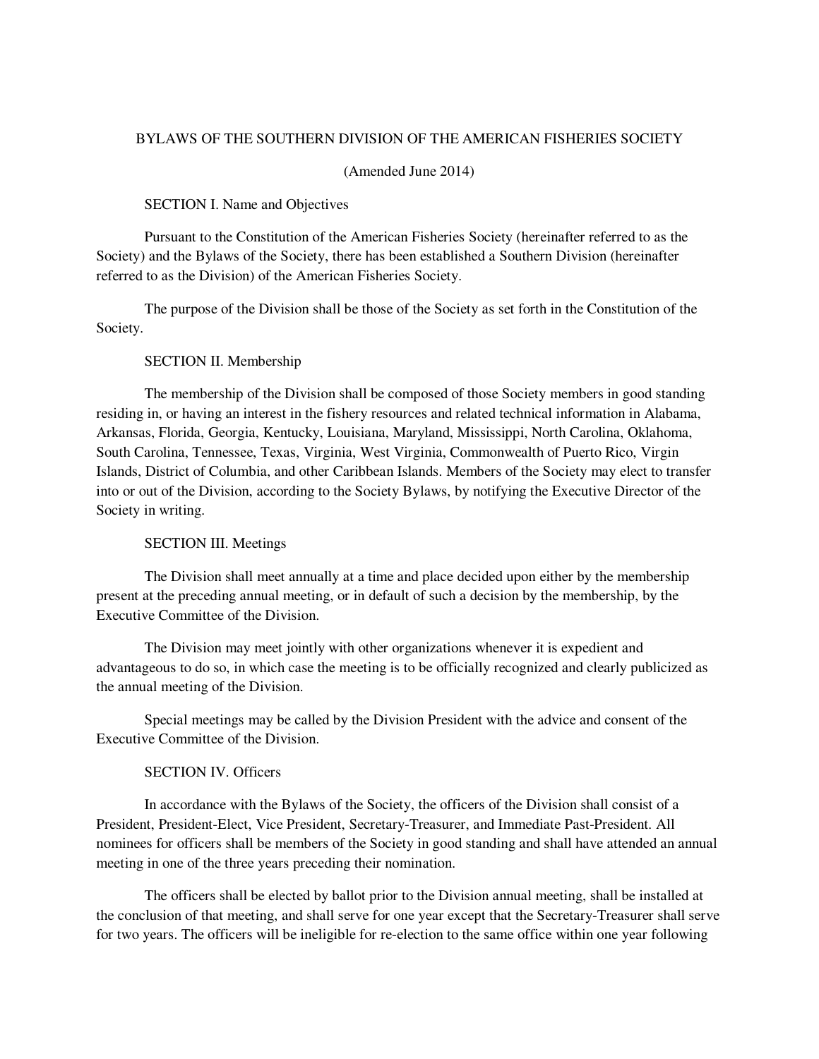# BYLAWS OF THE SOUTHERN DIVISION OF THE AMERICAN FISHERIES SOCIETY

(Amended June 2014)

## SECTION I. Name and Objectives

Pursuant to the Constitution of the American Fisheries Society (hereinafter referred to as the Society) and the Bylaws of the Society, there has been established a Southern Division (hereinafter referred to as the Division) of the American Fisheries Society.

The purpose of the Division shall be those of the Society as set forth in the Constitution of the Society.

## SECTION II. Membership

The membership of the Division shall be composed of those Society members in good standing residing in, or having an interest in the fishery resources and related technical information in Alabama, Arkansas, Florida, Georgia, Kentucky, Louisiana, Maryland, Mississippi, North Carolina, Oklahoma, South Carolina, Tennessee, Texas, Virginia, West Virginia, Commonwealth of Puerto Rico, Virgin Islands, District of Columbia, and other Caribbean Islands. Members of the Society may elect to transfer into or out of the Division, according to the Society Bylaws, by notifying the Executive Director of the Society in writing.

## SECTION III. Meetings

The Division shall meet annually at a time and place decided upon either by the membership present at the preceding annual meeting, or in default of such a decision by the membership, by the Executive Committee of the Division.

The Division may meet jointly with other organizations whenever it is expedient and advantageous to do so, in which case the meeting is to be officially recognized and clearly publicized as the annual meeting of the Division.

Special meetings may be called by the Division President with the advice and consent of the Executive Committee of the Division.

## SECTION IV. Officers

In accordance with the Bylaws of the Society, the officers of the Division shall consist of a President, President-Elect, Vice President, Secretary-Treasurer, and Immediate Past-President. All nominees for officers shall be members of the Society in good standing and shall have attended an annual meeting in one of the three years preceding their nomination.

The officers shall be elected by ballot prior to the Division annual meeting, shall be installed at the conclusion of that meeting, and shall serve for one year except that the Secretary-Treasurer shall serve for two years. The officers will be ineligible for re-election to the same office within one year following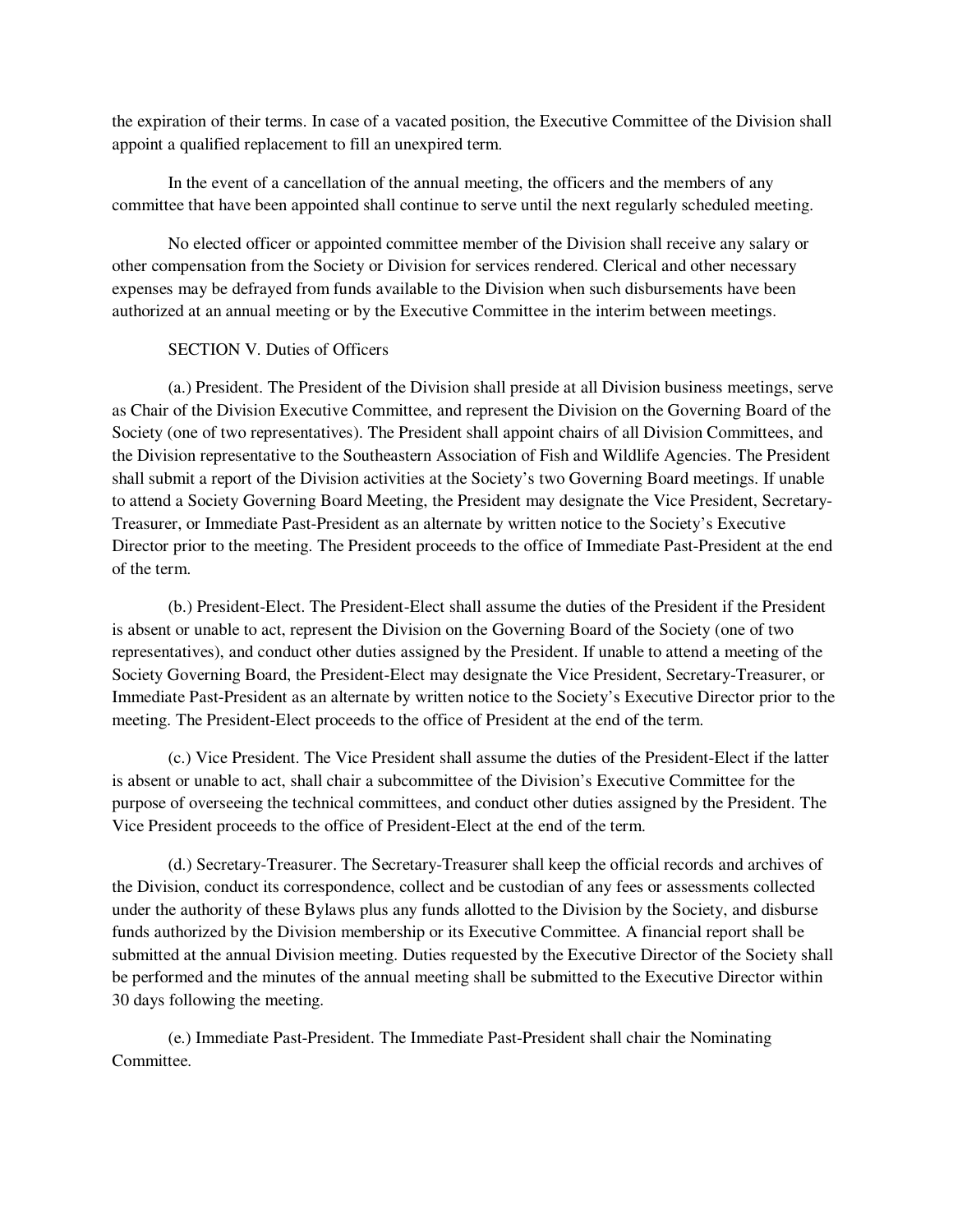the expiration of their terms. In case of a vacated position, the Executive Committee of the Division shall appoint a qualified replacement to fill an unexpired term.

In the event of a cancellation of the annual meeting, the officers and the members of any committee that have been appointed shall continue to serve until the next regularly scheduled meeting.

No elected officer or appointed committee member of the Division shall receive any salary or other compensation from the Society or Division for services rendered. Clerical and other necessary expenses may be defrayed from funds available to the Division when such disbursements have been authorized at an annual meeting or by the Executive Committee in the interim between meetings.

## SECTION V. Duties of Officers

(a.) President. The President of the Division shall preside at all Division business meetings, serve as Chair of the Division Executive Committee, and represent the Division on the Governing Board of the Society (one of two representatives). The President shall appoint chairs of all Division Committees, and the Division representative to the Southeastern Association of Fish and Wildlife Agencies. The President shall submit a report of the Division activities at the Society's two Governing Board meetings. If unable to attend a Society Governing Board Meeting, the President may designate the Vice President, Secretary-Treasurer, or Immediate Past-President as an alternate by written notice to the Society's Executive Director prior to the meeting. The President proceeds to the office of Immediate Past-President at the end of the term.

(b.) President-Elect. The President-Elect shall assume the duties of the President if the President is absent or unable to act, represent the Division on the Governing Board of the Society (one of two representatives), and conduct other duties assigned by the President. If unable to attend a meeting of the Society Governing Board, the President-Elect may designate the Vice President, Secretary-Treasurer, or Immediate Past-President as an alternate by written notice to the Society's Executive Director prior to the meeting. The President-Elect proceeds to the office of President at the end of the term.

(c.) Vice President. The Vice President shall assume the duties of the President-Elect if the latter is absent or unable to act, shall chair a subcommittee of the Division's Executive Committee for the purpose of overseeing the technical committees, and conduct other duties assigned by the President. The Vice President proceeds to the office of President-Elect at the end of the term.

(d.) Secretary-Treasurer. The Secretary-Treasurer shall keep the official records and archives of the Division, conduct its correspondence, collect and be custodian of any fees or assessments collected under the authority of these Bylaws plus any funds allotted to the Division by the Society, and disburse funds authorized by the Division membership or its Executive Committee. A financial report shall be submitted at the annual Division meeting. Duties requested by the Executive Director of the Society shall be performed and the minutes of the annual meeting shall be submitted to the Executive Director within 30 days following the meeting.

(e.) Immediate Past-President. The Immediate Past-President shall chair the Nominating Committee.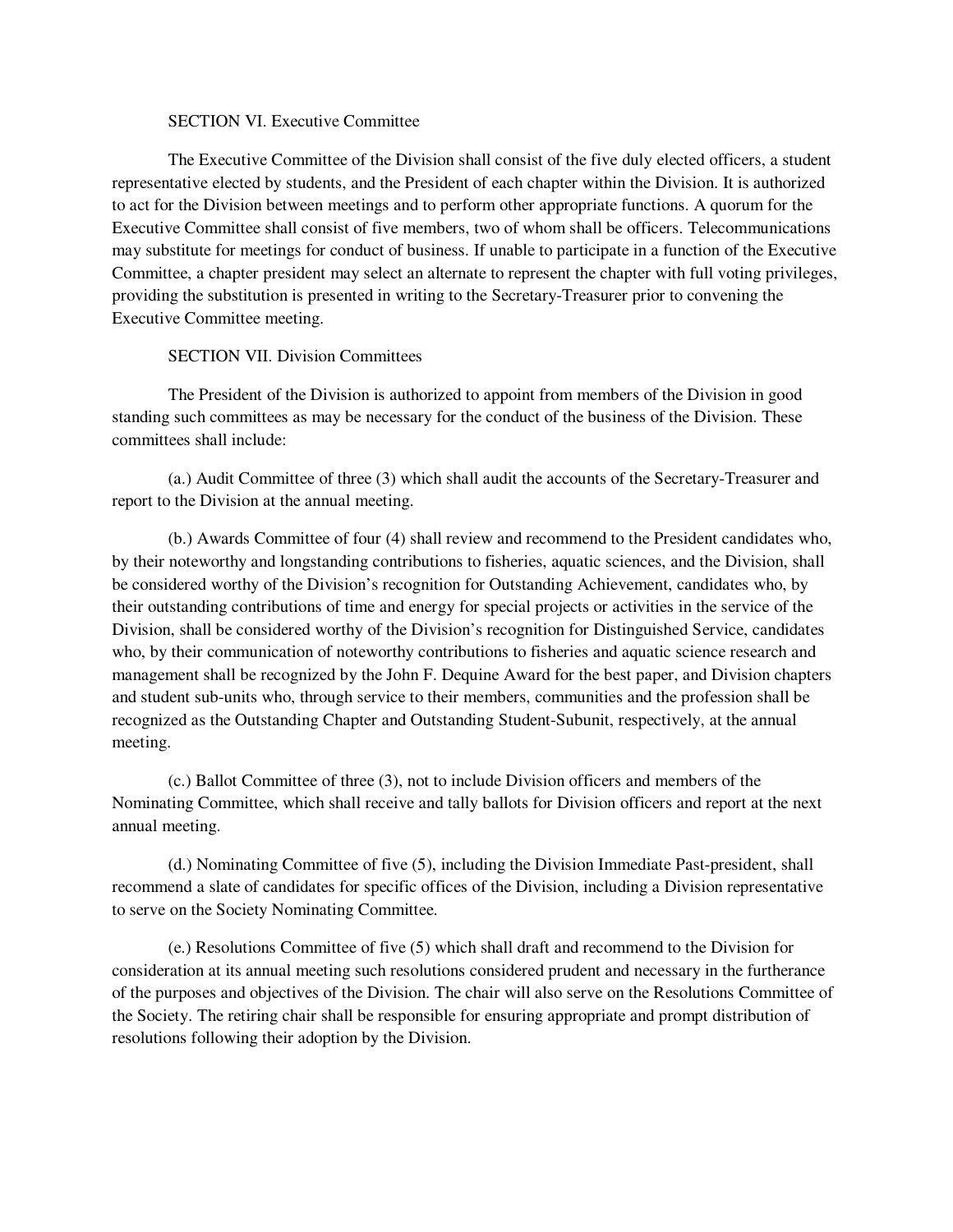## SECTION VI. Executive Committee

The Executive Committee of the Division shall consist of the five duly elected officers, a student representative elected by students, and the President of each chapter within the Division. It is authorized to act for the Division between meetings and to perform other appropriate functions. A quorum for the Executive Committee shall consist of five members, two of whom shall be officers. Telecommunications may substitute for meetings for conduct of business. If unable to participate in a function of the Executive Committee, a chapter president may select an alternate to represent the chapter with full voting privileges, providing the substitution is presented in writing to the Secretary-Treasurer prior to convening the Executive Committee meeting.

## SECTION VII. Division Committees

The President of the Division is authorized to appoint from members of the Division in good standing such committees as may be necessary for the conduct of the business of the Division. These committees shall include:

(a.) Audit Committee of three (3) which shall audit the accounts of the Secretary-Treasurer and report to the Division at the annual meeting.

(b.) Awards Committee of four (4) shall review and recommend to the President candidates who, by their noteworthy and longstanding contributions to fisheries, aquatic sciences, and the Division, shall be considered worthy of the Division's recognition for Outstanding Achievement, candidates who, by their outstanding contributions of time and energy for special projects or activities in the service of the Division, shall be considered worthy of the Division's recognition for Distinguished Service, candidates who, by their communication of noteworthy contributions to fisheries and aquatic science research and management shall be recognized by the John F. Dequine Award for the best paper, and Division chapters and student sub-units who, through service to their members, communities and the profession shall be recognized as the Outstanding Chapter and Outstanding Student-Subunit, respectively, at the annual meeting.

(c.) Ballot Committee of three (3), not to include Division officers and members of the Nominating Committee, which shall receive and tally ballots for Division officers and report at the next annual meeting.

(d.) Nominating Committee of five (5), including the Division Immediate Past-president, shall recommend a slate of candidates for specific offices of the Division, including a Division representative to serve on the Society Nominating Committee.

(e.) Resolutions Committee of five (5) which shall draft and recommend to the Division for consideration at its annual meeting such resolutions considered prudent and necessary in the furtherance of the purposes and objectives of the Division. The chair will also serve on the Resolutions Committee of the Society. The retiring chair shall be responsible for ensuring appropriate and prompt distribution of resolutions following their adoption by the Division.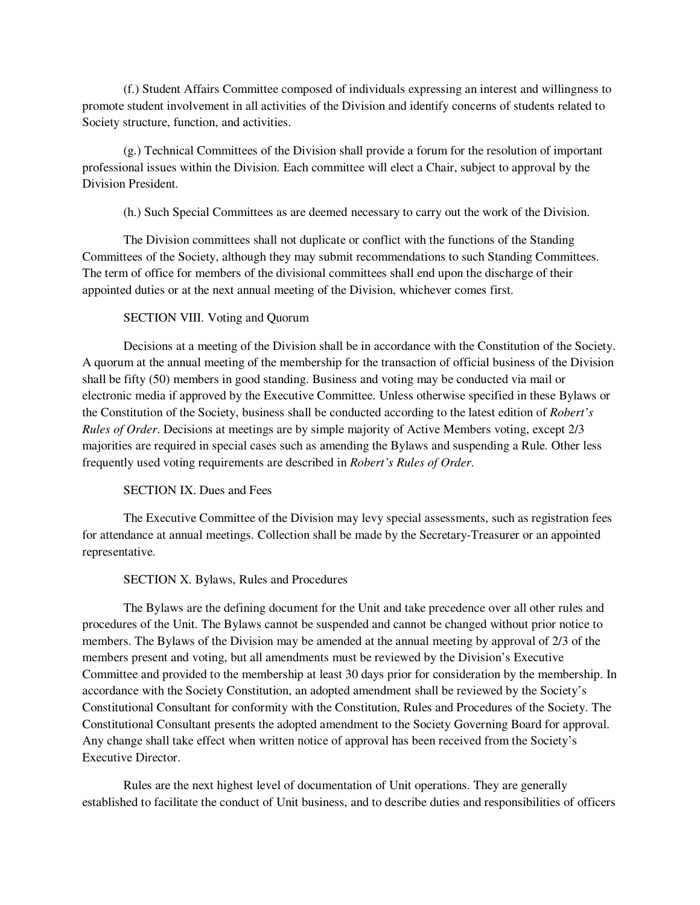(f.) Student Affairs Committee composed of individuals expressing an interest and willingness to promote student involvement in all activities of the Division and identify concerns of students related to Society structure, function, and activities.

(g.) Technical Committees of the Division shall provide a forum for the resolution of important professional issues within the Division. Each committee will elect a Chair, subject to approval by the Division President.

(h.) Such Special Committees as are deemed necessary to carry out the work of the Division.

The Division committees shall not duplicate or conflict with the functions of the Standing Committees of the Society, although they may submit recommendations to such Standing Committees. The term of office for members of the divisional committees shall end upon the discharge of their appointed duties or at the next annual meeting of the Division, whichever comes first.

SECTION VIII. Voting and Quorum

Decisions at a meeting of the Division shall be in accordance with the Constitution of the Society. A quorum at the annual meeting of the membership for the transaction of official business of the Division shall be fifty (50) members in good standing. Business and voting may be conducted via mail or electronic media if approved by the Executive Committee. Unless otherwise specified in these Bylaws or the Constitution of the Society, business shall be conducted according to the latest edition of *Robert's Rules of Order*. Decisions at meetings are by simple majority of Active Members voting, except 2/3 majorities are required in special cases such as amending the Bylaws and suspending a Rule. Other less frequently used voting requirements are described in *Robert's Rules of Order*.

SECTION IX. Dues and Fees

The Executive Committee of the Division may levy special assessments, such as registration fees for attendance at annual meetings. Collection shall be made by the Secretary-Treasurer or an appointed representative.

SECTION X. Bylaws, Rules and Procedures

The Bylaws are the defining document for the Unit and take precedence over all other rules and procedures of the Unit. The Bylaws cannot be suspended and cannot be changed without prior notice to members. The Bylaws of the Division may be amended at the annual meeting by approval of 2/3 of the members present and voting, but all amendments must be reviewed by the Division's Executive Committee and provided to the membership at least 30 days prior for consideration by the membership. In accordance with the Society Constitution, an adopted amendment shall be reviewed by the Society's Constitutional Consultant for conformity with the Constitution, Rules and Procedures of the Society. The Constitutional Consultant presents the adopted amendment to the Society Governing Board for approval. Any change shall take effect when written notice of approval has been received from the Society's Executive Director.

Rules are the next highest level of documentation of Unit operations. They are generally established to facilitate the conduct of Unit business, and to describe duties and responsibilities of officers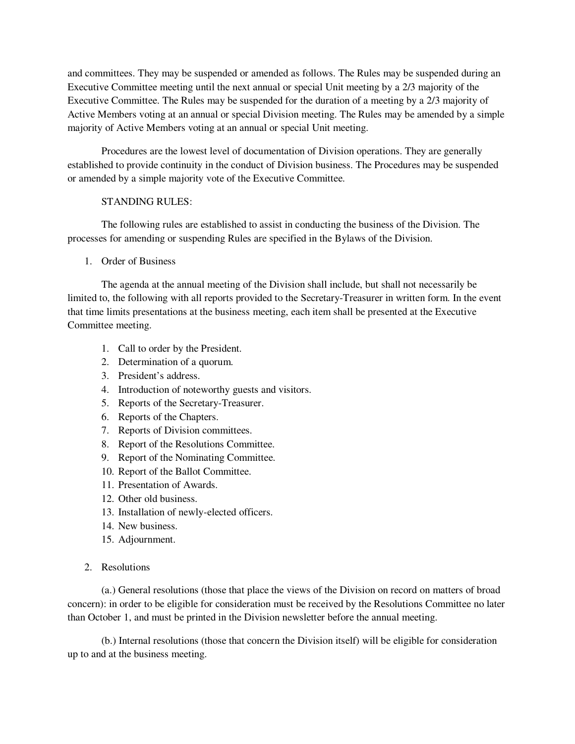and committees. They may be suspended or amended as follows. The Rules may be suspended during an Executive Committee meeting until the next annual or special Unit meeting by a 2/3 majority of the Executive Committee. The Rules may be suspended for the duration of a meeting by a 2/3 majority of Active Members voting at an annual or special Division meeting. The Rules may be amended by a simple majority of Active Members voting at an annual or special Unit meeting.

Procedures are the lowest level of documentation of Division operations. They are generally established to provide continuity in the conduct of Division business. The Procedures may be suspended or amended by a simple majority vote of the Executive Committee.

STANDING RULES:

The following rules are established to assist in conducting the business of the Division. The processes for amending or suspending Rules are specified in the Bylaws of the Division.

1. Order of Business

The agenda at the annual meeting of the Division shall include, but shall not necessarily be limited to, the following with all reports provided to the Secretary-Treasurer in written form. In the event that time limits presentations at the business meeting, each item shall be presented at the Executive Committee meeting.

1. Call to order by the President.
2. Determination of a quorum.
3. President's address.
4. Introduction of noteworthy guests and visitors.
5. Reports of the Secretary-Treasurer.
6. Reports of the Chapters.
7. Reports of Division committees.
8. Report of the Resolutions Committee.
9. Report of the Nominating Committee.
10. Report of the Ballot Committee.
11. Presentation of Awards.
12. Other old business.
13. Installation of newly-elected officers.
14. New business.
15. Adjournment.

2. Resolutions

(a.) General resolutions (those that place the views of the Division on record on matters of broad concern): in order to be eligible for consideration must be received by the Resolutions Committee no later than October 1, and must be printed in the Division newsletter before the annual meeting.

(b.) Internal resolutions (those that concern the Division itself) will be eligible for consideration up to and at the business meeting.